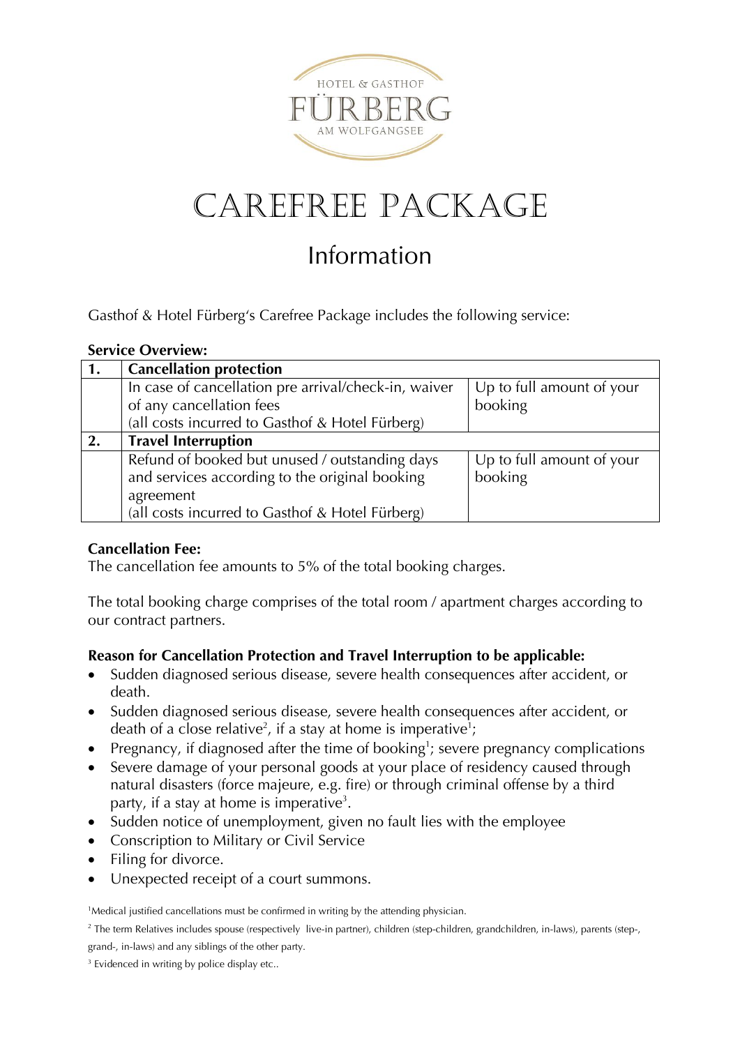HOTEL & GASTHOF
FÜRBERG
AM WOLFGANGSEE

# CAREFREE PACKAGE

## Information

Gasthof & Hotel Fürberg's Carefree Package includes the following service:

**Service Overview:**

| | | |
|---|---|---|
| **1.** | **Cancellation protection** | |
| | In case of cancellation pre arrival/check-in, waiver of any cancellation fees (all costs incurred to Gasthof & Hotel Fürberg) | Up to full amount of your booking |
| **2.** | **Travel Interruption** | |
| | Refund of booked but unused / outstanding days and services according to the original booking agreement (all costs incurred to Gasthof & Hotel Fürberg) | Up to full amount of your booking |

**Cancellation Fee:**
The cancellation fee amounts to 5% of the total booking charges.

The total booking charge comprises of the total room / apartment charges according to our contract partners.

**Reason for Cancellation Protection and Travel Interruption to be applicable:**

- Sudden diagnosed serious disease, severe health consequences after accident, or death.
- Sudden diagnosed serious disease, severe health consequences after accident, or death of a close relative[2], if a stay at home is imperative[1];
- Pregnancy, if diagnosed after the time of booking[1]; severe pregnancy complications
- Severe damage of your personal goods at your place of residency caused through natural disasters (force majeure, e.g. fire) or through criminal offense by a third party, if a stay at home is imperative[3].
- Sudden notice of unemployment, given no fault lies with the employee
- Conscription to Military or Civil Service
- Filing for divorce.
- Unexpected receipt of a court summons.

[1]Medical justified cancellations must be confirmed in writing by the attending physician.

[2] The term Relatives includes spouse (respectively live-in partner), children (step-children, grandchildren, in-laws), parents (step-, grand-, in-laws) and any siblings of the other party.

[3] Evidenced in writing by police display etc..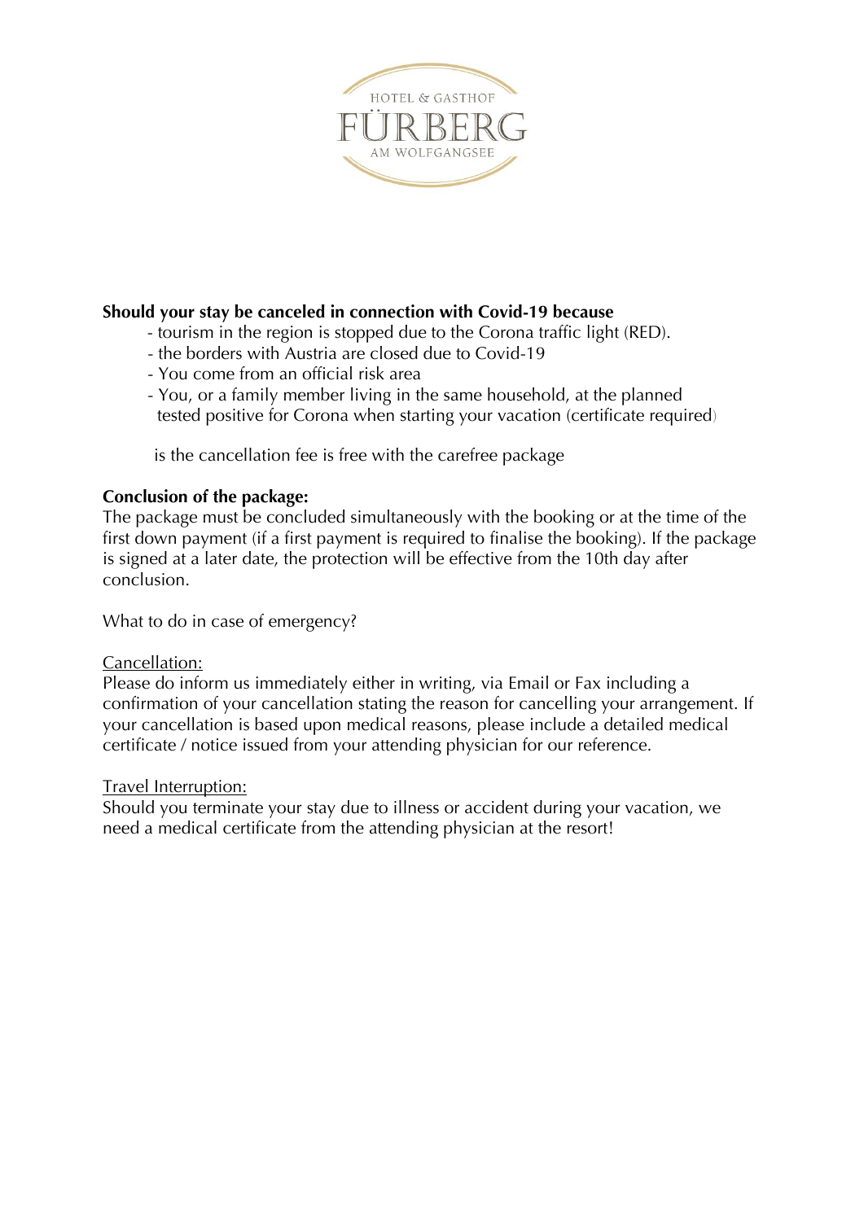HOTEL & GASTHOF
FÜRBERG
AM WOLFGANGSEE

**Should your stay be canceled in connection with Covid-19 because**

- tourism in the region is stopped due to the Corona traffic light (RED).
- the borders with Austria are closed due to Covid-19
- You come from an official risk area
- You, or a family member living in the same household, at the planned tested positive for Corona when starting your vacation (certificate required)

is the cancellation fee is free with the carefree package

**Conclusion of the package:**
The package must be concluded simultaneously with the booking or at the time of the first down payment (if a first payment is required to finalise the booking). If the package is signed at a later date, the protection will be effective from the 10th day after conclusion.

What to do in case of emergency?

Cancellation:
Please do inform us immediately either in writing, via Email or Fax including a confirmation of your cancellation stating the reason for cancelling your arrangement. If your cancellation is based upon medical reasons, please include a detailed medical certificate / notice issued from your attending physician for our reference.

Travel Interruption:
Should you terminate your stay due to illness or accident during your vacation, we need a medical certificate from the attending physician at the resort!